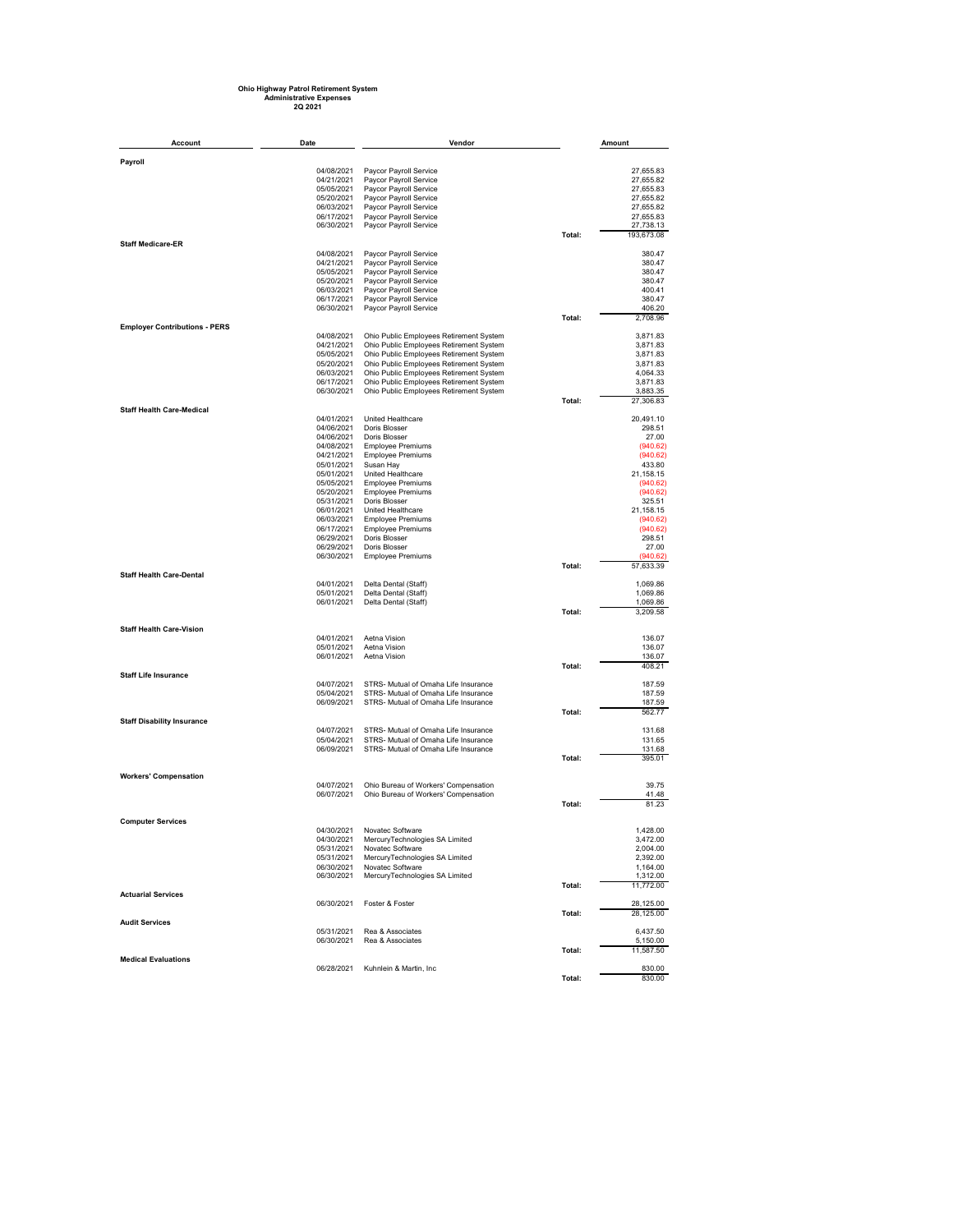# Ohio Highway Patrol Retirement System
## Administrative Expenses
### 2Q 2021

| Account | Date | Vendor | | Amount |
|---|---|---|---|---|
| **Payroll** | | | | |
| | 04/08/2021 | Paycor Payroll Service | | 27,655.83 |
| | 04/21/2021 | Paycor Payroll Service | | 27,655.82 |
| | 05/05/2021 | Paycor Payroll Service | | 27,655.83 |
| | 05/20/2021 | Paycor Payroll Service | | 27,655.82 |
| | 06/03/2021 | Paycor Payroll Service | | 27,655.82 |
| | 06/17/2021 | Paycor Payroll Service | | 27,655.83 |
| | 06/30/2021 | Paycor Payroll Service | | 27,738.13 |
| | | | Total: | 193,673.08 |
| **Staff Medicare-ER** | | | | |
| | 04/08/2021 | Paycor Payroll Service | | 380.47 |
| | 04/21/2021 | Paycor Payroll Service | | 380.47 |
| | 05/05/2021 | Paycor Payroll Service | | 380.47 |
| | 05/20/2021 | Paycor Payroll Service | | 380.47 |
| | 06/03/2021 | Paycor Payroll Service | | 400.41 |
| | 06/17/2021 | Paycor Payroll Service | | 380.47 |
| | 06/30/2021 | Paycor Payroll Service | | 406.20 |
| | | | Total: | 2,708.96 |
| **Employer Contributions - PERS** | | | | |
| | 04/08/2021 | Ohio Public Employees Retirement System | | 3,871.83 |
| | 04/21/2021 | Ohio Public Employees Retirement System | | 3,871.83 |
| | 05/05/2021 | Ohio Public Employees Retirement System | | 3,871.83 |
| | 05/20/2021 | Ohio Public Employees Retirement System | | 3,871.83 |
| | 06/03/2021 | Ohio Public Employees Retirement System | | 4,064.33 |
| | 06/17/2021 | Ohio Public Employees Retirement System | | 3,871.83 |
| | 06/30/2021 | Ohio Public Employees Retirement System | | 3,883.35 |
| | | | Total: | 27,306.83 |
| **Staff Health Care-Medical** | | | | |
| | 04/01/2021 | United Healthcare | | 20,491.10 |
| | 04/06/2021 | Doris Blosser | | 298.51 |
| | 04/06/2021 | Doris Blosser | | 27.00 |
| | 04/08/2021 | Employee Premiums | | (940.62) |
| | 04/21/2021 | Employee Premiums | | (940.62) |
| | 05/01/2021 | Susan Hay | | 433.80 |
| | 05/01/2021 | United Healthcare | | 21,158.15 |
| | 05/05/2021 | Employee Premiums | | (940.62) |
| | 05/20/2021 | Employee Premiums | | (940.62) |
| | 05/31/2021 | Doris Blosser | | 325.51 |
| | 06/01/2021 | United Healthcare | | 21,158.15 |
| | 06/03/2021 | Employee Premiums | | (940.62) |
| | 06/17/2021 | Employee Premiums | | (940.62) |
| | 06/29/2021 | Doris Blosser | | 298.51 |
| | 06/29/2021 | Doris Blosser | | 27.00 |
| | 06/30/2021 | Employee Premiums | | (940.62) |
| | | | Total: | 57,633.39 |
| **Staff Health Care-Dental** | | | | |
| | 04/01/2021 | Delta Dental (Staff) | | 1,069.86 |
| | 05/01/2021 | Delta Dental (Staff) | | 1,069.86 |
| | 06/01/2021 | Delta Dental (Staff) | | 1,069.86 |
| | | | Total: | 3,209.58 |
| **Staff Health Care-Vision** | | | | |
| | 04/01/2021 | Aetna Vision | | 136.07 |
| | 05/01/2021 | Aetna Vision | | 136.07 |
| | 06/01/2021 | Aetna Vision | | 136.07 |
| | | | Total: | 408.21 |
| **Staff Life Insurance** | | | | |
| | 04/07/2021 | STRS- Mutual of Omaha Life Insurance | | 187.59 |
| | 05/04/2021 | STRS- Mutual of Omaha Life Insurance | | 187.59 |
| | 06/09/2021 | STRS- Mutual of Omaha Life Insurance | | 187.59 |
| | | | Total: | 562.77 |
| **Staff Disability Insurance** | | | | |
| | 04/07/2021 | STRS- Mutual of Omaha Life Insurance | | 131.68 |
| | 05/04/2021 | STRS- Mutual of Omaha Life Insurance | | 131.65 |
| | 06/09/2021 | STRS- Mutual of Omaha Life Insurance | | 131.68 |
| | | | Total: | 395.01 |
| **Workers' Compensation** | | | | |
| | 04/07/2021 | Ohio Bureau of Workers' Compensation | | 39.75 |
| | 06/07/2021 | Ohio Bureau of Workers' Compensation | | 41.48 |
| | | | Total: | 81.23 |
| **Computer Services** | | | | |
| | 04/30/2021 | Novatec Software | | 1,428.00 |
| | 04/30/2021 | MercuryTechnologies SA Limited | | 3,472.00 |
| | 05/31/2021 | Novatec Software | | 2,004.00 |
| | 05/31/2021 | MercuryTechnologies SA Limited | | 2,392.00 |
| | 06/30/2021 | Novatec Software | | 1,164.00 |
| | 06/30/2021 | MercuryTechnologies SA Limited | | 1,312.00 |
| | | | Total: | 11,772.00 |
| **Actuarial Services** | | | | |
| | 06/30/2021 | Foster & Foster | | 28,125.00 |
| | | | Total: | 28,125.00 |
| **Audit Services** | | | | |
| | 05/31/2021 | Rea & Associates | | 6,437.50 |
| | 06/30/2021 | Rea & Associates | | 5,150.00 |
| | | | Total: | 11,587.50 |
| **Medical Evaluations** | | | | |
| | 06/28/2021 | Kuhnlein & Martin, Inc | | 830.00 |
| | | | Total: | 830.00 |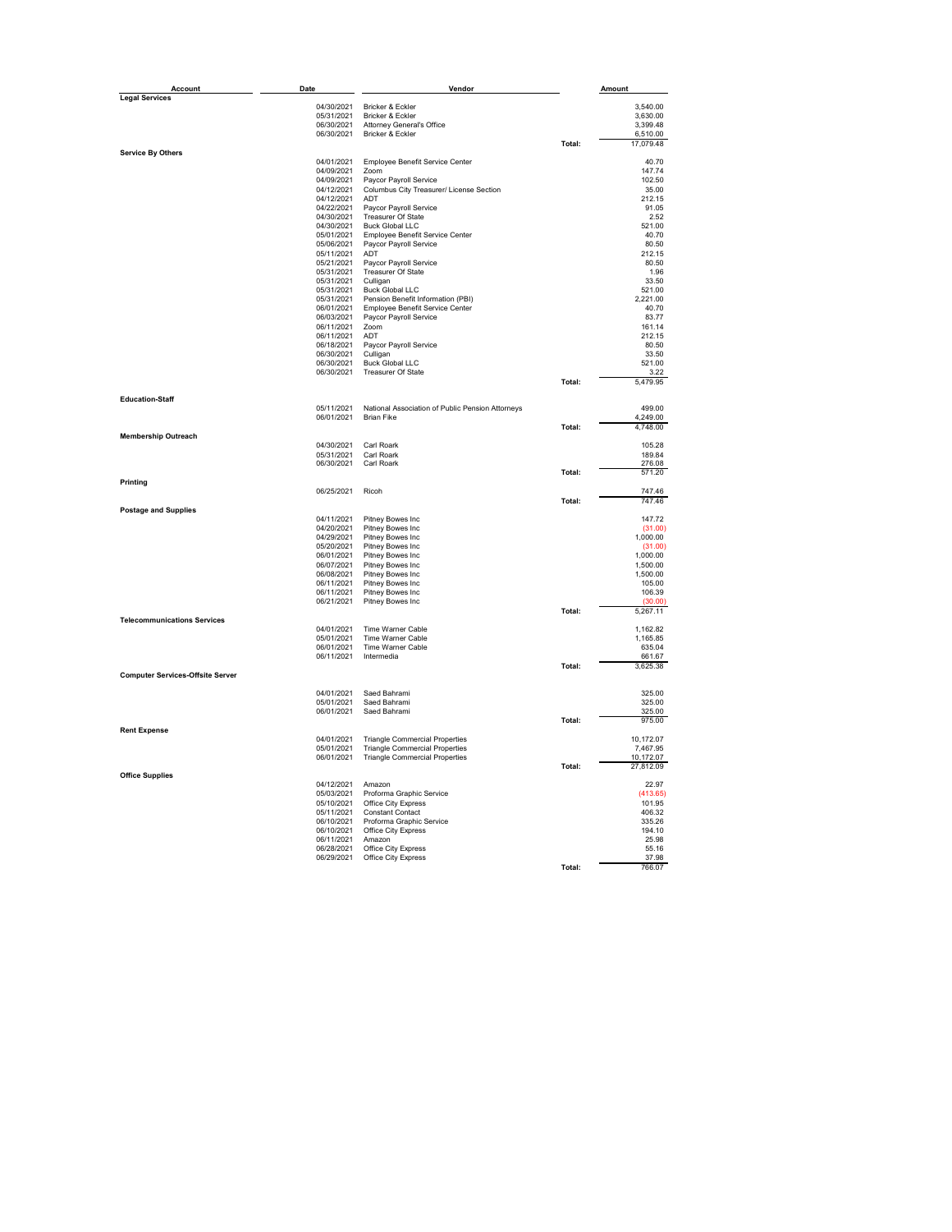| Account | Date | Vendor | | Amount |
|---|---|---|---|---|
| **Legal Services** | | | | |
| | 04/30/2021 | Bricker & Eckler | | 3,540.00 |
| | 05/31/2021 | Bricker & Eckler | | 3,630.00 |
| | 06/30/2021 | Attorney General's Office | | 3,399.48 |
| | 06/30/2021 | Bricker & Eckler | | 6,510.00 |
| | | | Total: | 17,079.48 |
| **Service By Others** | | | | |
| | 04/01/2021 | Employee Benefit Service Center | | 40.70 |
| | 04/09/2021 | Zoom | | 147.74 |
| | 04/09/2021 | Paycor Payroll Service | | 102.50 |
| | 04/12/2021 | Columbus City Treasurer/ License Section | | 35.00 |
| | 04/12/2021 | ADT | | 212.15 |
| | 04/22/2021 | Paycor Payroll Service | | 91.05 |
| | 04/30/2021 | Treasurer Of State | | 2.52 |
| | 04/30/2021 | Buck Global LLC | | 521.00 |
| | 05/01/2021 | Employee Benefit Service Center | | 40.70 |
| | 05/06/2021 | Paycor Payroll Service | | 80.50 |
| | 05/11/2021 | ADT | | 212.15 |
| | 05/21/2021 | Paycor Payroll Service | | 80.50 |
| | 05/31/2021 | Treasurer Of State | | 1.96 |
| | 05/31/2021 | Culligan | | 33.50 |
| | 05/31/2021 | Buck Global LLC | | 521.00 |
| | 05/31/2021 | Pension Benefit Information (PBI) | | 2,221.00 |
| | 06/01/2021 | Employee Benefit Service Center | | 40.70 |
| | 06/03/2021 | Paycor Payroll Service | | 83.77 |
| | 06/11/2021 | Zoom | | 161.14 |
| | 06/11/2021 | ADT | | 212.15 |
| | 06/18/2021 | Paycor Payroll Service | | 80.50 |
| | 06/30/2021 | Culligan | | 33.50 |
| | 06/30/2021 | Buck Global LLC | | 521.00 |
| | 06/30/2021 | Treasurer Of State | | 3.22 |
| | | | Total: | 5,479.95 |
| **Education-Staff** | | | | |
| | 05/11/2021 | National Association of Public Pension Attorneys | | 499.00 |
| | 06/01/2021 | Brian Fike | | 4,249.00 |
| | | | Total: | 4,748.00 |
| **Membership Outreach** | | | | |
| | 04/30/2021 | Carl Roark | | 105.28 |
| | 05/31/2021 | Carl Roark | | 189.84 |
| | 06/30/2021 | Carl Roark | | 276.08 |
| | | | Total: | 571.20 |
| **Printing** | | | | |
| | 06/25/2021 | Ricoh | | 747.46 |
| | | | Total: | 747.46 |
| **Postage and Supplies** | | | | |
| | 04/11/2021 | Pitney Bowes Inc | | 147.72 |
| | 04/20/2021 | Pitney Bowes Inc | | (31.00) |
| | 04/29/2021 | Pitney Bowes Inc | | 1,000.00 |
| | 05/20/2021 | Pitney Bowes Inc | | (31.00) |
| | 06/01/2021 | Pitney Bowes Inc | | 1,000.00 |
| | 06/07/2021 | Pitney Bowes Inc | | 1,500.00 |
| | 06/08/2021 | Pitney Bowes Inc | | 1,500.00 |
| | 06/11/2021 | Pitney Bowes Inc | | 105.00 |
| | 06/11/2021 | Pitney Bowes Inc | | 106.39 |
| | 06/21/2021 | Pitney Bowes Inc | | (30.00) |
| | | | Total: | 5,267.11 |
| **Telecommunications Services** | | | | |
| | 04/01/2021 | Time Warner Cable | | 1,162.82 |
| | 05/01/2021 | Time Warner Cable | | 1,165.85 |
| | 06/01/2021 | Time Warner Cable | | 635.04 |
| | 06/11/2021 | Intermedia | | 661.67 |
| | | | Total: | 3,625.38 |
| **Computer Services-Offsite Server** | | | | |
| | 04/01/2021 | Saed Bahrami | | 325.00 |
| | 05/01/2021 | Saed Bahrami | | 325.00 |
| | 06/01/2021 | Saed Bahrami | | 325.00 |
| | | | Total: | 975.00 |
| **Rent Expense** | | | | |
| | 04/01/2021 | Triangle Commercial Properties | | 10,172.07 |
| | 05/01/2021 | Triangle Commercial Properties | | 7,467.95 |
| | 06/01/2021 | Triangle Commercial Properties | | 10,172.07 |
| | | | Total: | 27,812.09 |
| **Office Supplies** | | | | |
| | 04/12/2021 | Amazon | | 22.97 |
| | 05/03/2021 | Proforma Graphic Service | | (413.65) |
| | 05/10/2021 | Office City Express | | 101.95 |
| | 05/11/2021 | Constant Contact | | 406.32 |
| | 06/10/2021 | Proforma Graphic Service | | 335.26 |
| | 06/10/2021 | Office City Express | | 194.10 |
| | 06/11/2021 | Amazon | | 25.98 |
| | 06/28/2021 | Office City Express | | 55.16 |
| | 06/29/2021 | Office City Express | | 37.98 |
| | | | Total: | 766.07 |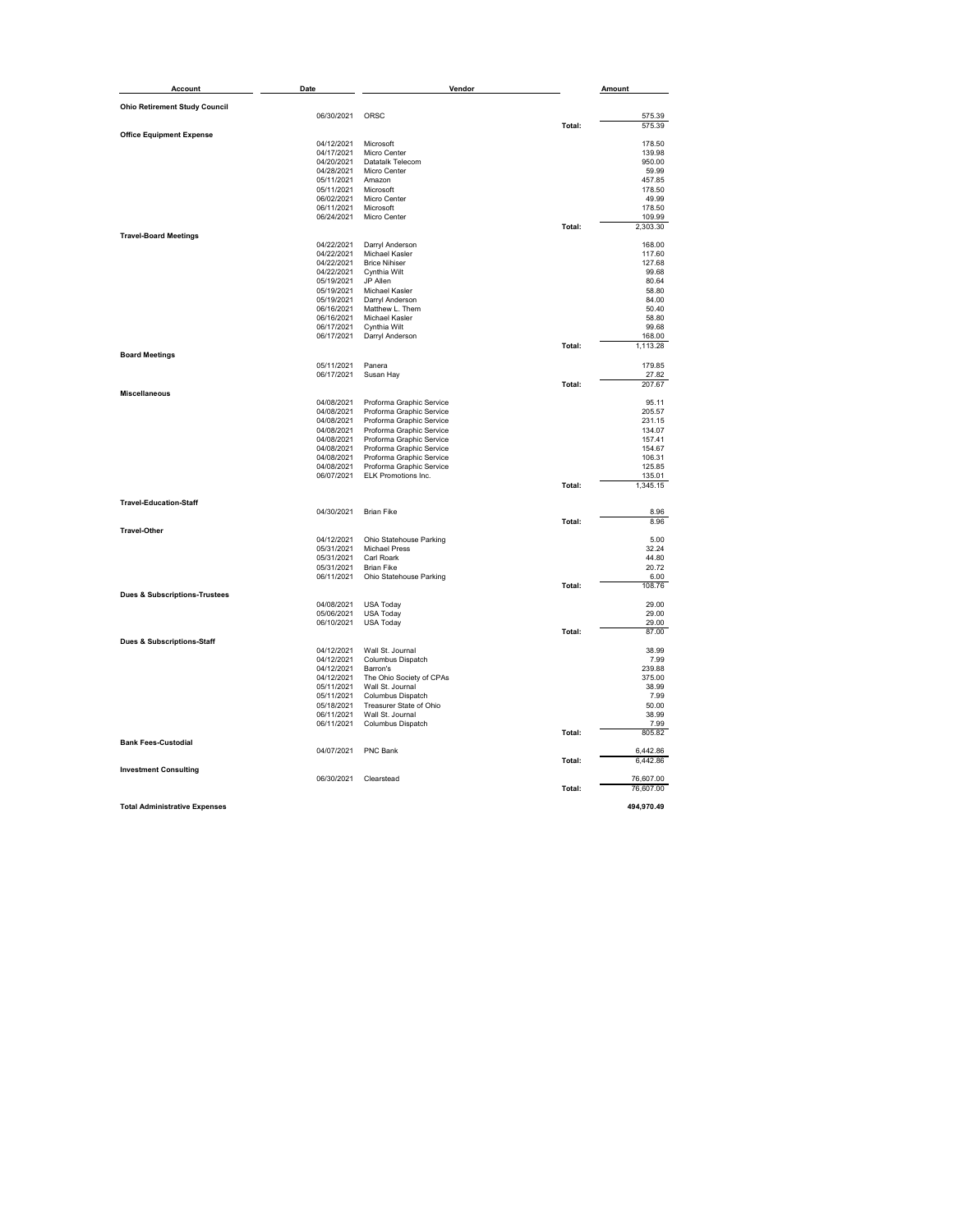| Account | Date | Vendor | | Amount |
|---|---|---|---|---|
| **Ohio Retirement Study Council** | | | | |
| | 06/30/2021 | ORSC | | 575.39 |
| | | | Total: | 575.39 |
| **Office Equipment Expense** | | | | |
| | 04/12/2021 | Microsoft | | 178.50 |
| | 04/17/2021 | Micro Center | | 139.98 |
| | 04/20/2021 | Datatalk Telecom | | 950.00 |
| | 04/28/2021 | Micro Center | | 59.99 |
| | 05/11/2021 | Amazon | | 457.85 |
| | 05/11/2021 | Microsoft | | 178.50 |
| | 06/02/2021 | Micro Center | | 49.99 |
| | 06/11/2021 | Microsoft | | 178.50 |
| | 06/24/2021 | Micro Center | | 109.99 |
| | | | Total: | 2,303.30 |
| **Travel-Board Meetings** | | | | |
| | 04/22/2021 | Darryl Anderson | | 168.00 |
| | 04/22/2021 | Michael Kasler | | 117.60 |
| | 04/22/2021 | Brice Nihiser | | 127.68 |
| | 04/22/2021 | Cynthia Wilt | | 99.68 |
| | 05/19/2021 | JP Allen | | 80.64 |
| | 05/19/2021 | Michael Kasler | | 58.80 |
| | 05/19/2021 | Darryl Anderson | | 84.00 |
| | 06/16/2021 | Matthew L. Them | | 50.40 |
| | 06/16/2021 | Michael Kasler | | 58.80 |
| | 06/17/2021 | Cynthia Wilt | | 99.68 |
| | 06/17/2021 | Darryl Anderson | | 168.00 |
| | | | Total: | 1,113.28 |
| **Board Meetings** | | | | |
| | 05/11/2021 | Panera | | 179.85 |
| | 06/17/2021 | Susan Hay | | 27.82 |
| | | | Total: | 207.67 |
| **Miscellaneous** | | | | |
| | 04/08/2021 | Proforma Graphic Service | | 95.11 |
| | 04/08/2021 | Proforma Graphic Service | | 205.57 |
| | 04/08/2021 | Proforma Graphic Service | | 231.15 |
| | 04/08/2021 | Proforma Graphic Service | | 134.07 |
| | 04/08/2021 | Proforma Graphic Service | | 157.41 |
| | 04/08/2021 | Proforma Graphic Service | | 154.67 |
| | 04/08/2021 | Proforma Graphic Service | | 106.31 |
| | 04/08/2021 | Proforma Graphic Service | | 125.85 |
| | 06/07/2021 | ELK Promotions Inc. | | 135.01 |
| | | | Total: | 1,345.15 |
| **Travel-Education-Staff** | | | | |
| | 04/30/2021 | Brian Fike | | 8.96 |
| | | | Total: | 8.96 |
| **Travel-Other** | | | | |
| | 04/12/2021 | Ohio Statehouse Parking | | 5.00 |
| | 05/31/2021 | Michael Press | | 32.24 |
| | 05/31/2021 | Carl Roark | | 44.80 |
| | 05/31/2021 | Brian Fike | | 20.72 |
| | 06/11/2021 | Ohio Statehouse Parking | | 6.00 |
| | | | Total: | 108.76 |
| **Dues & Subscriptions-Trustees** | | | | |
| | 04/08/2021 | USA Today | | 29.00 |
| | 05/06/2021 | USA Today | | 29.00 |
| | 06/10/2021 | USA Today | | 29.00 |
| | | | Total: | 87.00 |
| **Dues & Subscriptions-Staff** | | | | |
| | 04/12/2021 | Wall St. Journal | | 38.99 |
| | 04/12/2021 | Columbus Dispatch | | 7.99 |
| | 04/12/2021 | Barron's | | 239.88 |
| | 04/12/2021 | The Ohio Society of CPAs | | 375.00 |
| | 05/11/2021 | Wall St. Journal | | 38.99 |
| | 05/11/2021 | Columbus Dispatch | | 7.99 |
| | 05/18/2021 | Treasurer State of Ohio | | 50.00 |
| | 06/11/2021 | Wall St. Journal | | 38.99 |
| | 06/11/2021 | Columbus Dispatch | | 7.99 |
| | | | Total: | 805.82 |
| **Bank Fees-Custodial** | | | | |
| | 04/07/2021 | PNC Bank | | 6,442.86 |
| | | | Total: | 6,442.86 |
| **Investment Consulting** | | | | |
| | 06/30/2021 | Clearstead | | 76,607.00 |
| | | | Total: | 76,607.00 |
| **Total Administrative Expenses** | | | | **494,970.49** |